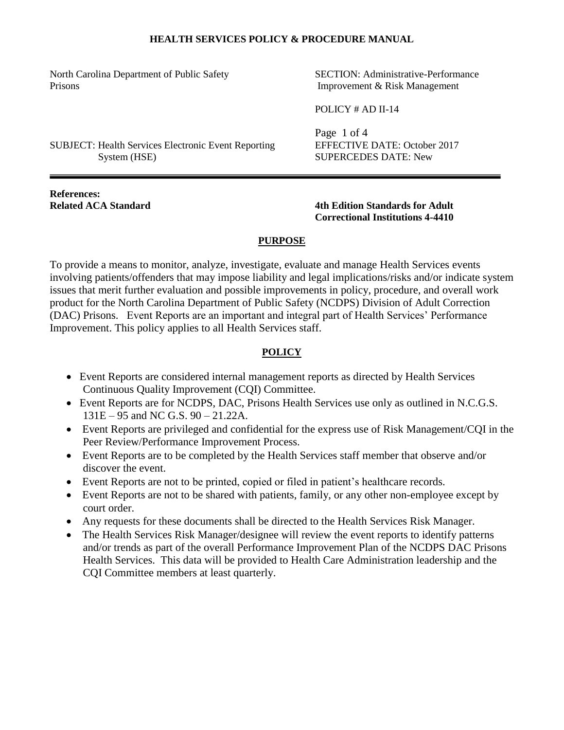**HEALTH SERVICES POLICY & PROCEDURE MANUAL**

| | |
|---|---|
| North Carolina Department of Public Safety<br>Prisons | SECTION: Administrative-Performance Improvement & Risk Management |
| | POLICY # AD II-14 |
| | Page 1 of 4 |
| SUBJECT: Health Services Electronic Event Reporting System (HSE) | EFFECTIVE DATE: October 2017<br>SUPERCEDES DATE: New |

**References:**

**Related ACA Standard** — **4th Edition Standards for Adult Correctional Institutions 4-4410**

## PURPOSE

To provide a means to monitor, analyze, investigate, evaluate and manage Health Services events involving patients/offenders that may impose liability and legal implications/risks and/or indicate system issues that merit further evaluation and possible improvements in policy, procedure, and overall work product for the North Carolina Department of Public Safety (NCDPS) Division of Adult Correction (DAC) Prisons. Event Reports are an important and integral part of Health Services' Performance Improvement. This policy applies to all Health Services staff.

## POLICY

- Event Reports are considered internal management reports as directed by Health Services Continuous Quality Improvement (CQI) Committee.
- Event Reports are for NCDPS, DAC, Prisons Health Services use only as outlined in N.C.G.S. 131E – 95 and NC G.S. 90 – 21.22A.
- Event Reports are privileged and confidential for the express use of Risk Management/CQI in the Peer Review/Performance Improvement Process.
- Event Reports are to be completed by the Health Services staff member that observe and/or discover the event.
- Event Reports are not to be printed, copied or filed in patient's healthcare records.
- Event Reports are not to be shared with patients, family, or any other non-employee except by court order.
- Any requests for these documents shall be directed to the Health Services Risk Manager.
- The Health Services Risk Manager/designee will review the event reports to identify patterns and/or trends as part of the overall Performance Improvement Plan of the NCDPS DAC Prisons Health Services. This data will be provided to Health Care Administration leadership and the CQI Committee members at least quarterly.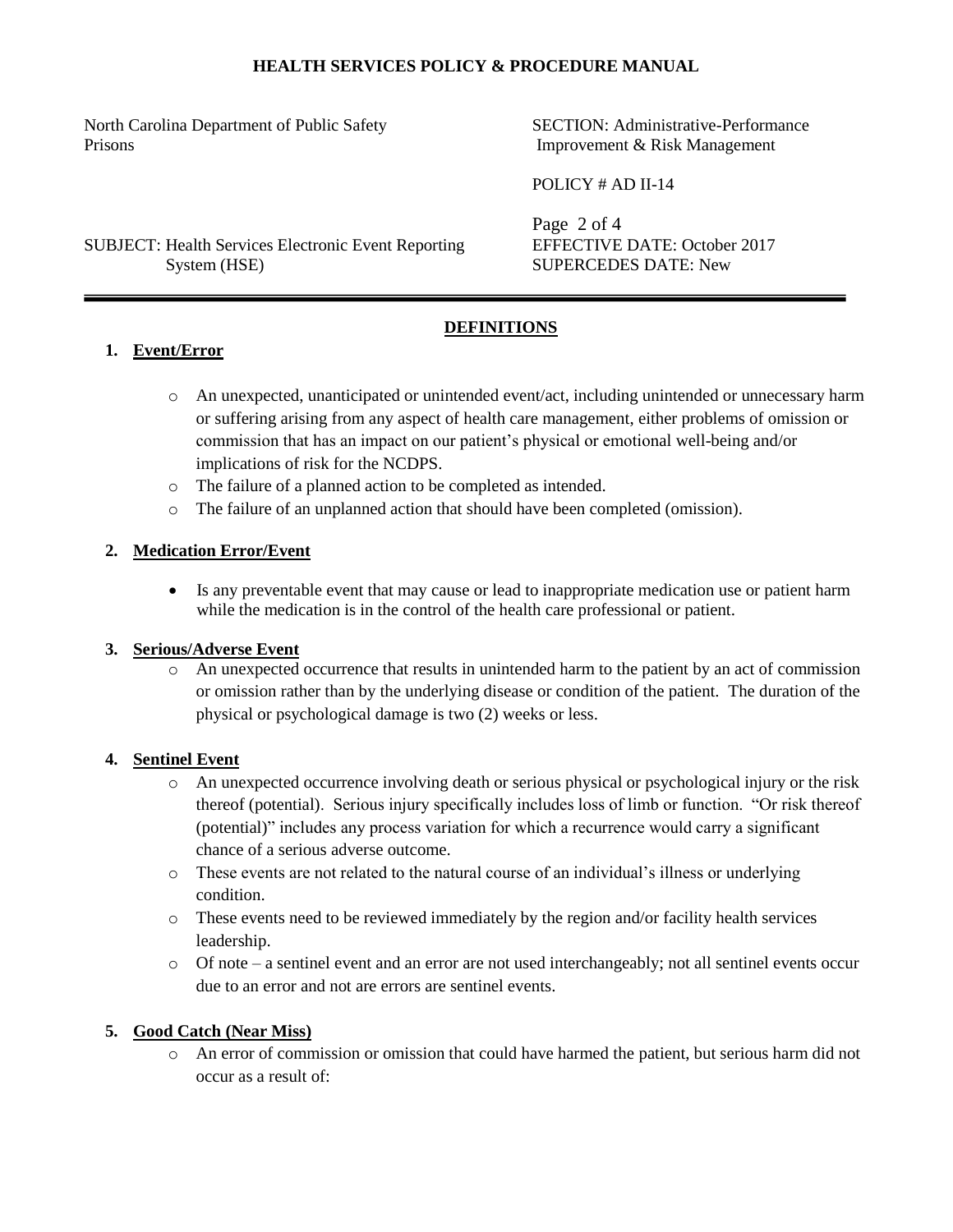**HEALTH SERVICES POLICY & PROCEDURE MANUAL**

North Carolina Department of Public Safety
Prisons

SECTION: Administrative-Performance Improvement & Risk Management

POLICY # AD II-14

SUBJECT: Health Services Electronic Event Reporting System (HSE)

EFFECTIVE DATE: October 2017
SUPERCEDES DATE: New

---

## DEFINITIONS

1. **Event/Error**

   - An unexpected, unanticipated or unintended event/act, including unintended or unnecessary harm or suffering arising from any aspect of health care management, either problems of omission or commission that has an impact on our patient's physical or emotional well-being and/or implications of risk for the NCDPS.
   - The failure of a planned action to be completed as intended.
   - The failure of an unplanned action that should have been completed (omission).

2. **Medication Error/Event**

   - Is any preventable event that may cause or lead to inappropriate medication use or patient harm while the medication is in the control of the health care professional or patient.

3. **Serious/Adverse Event**
   - An unexpected occurrence that results in unintended harm to the patient by an act of commission or omission rather than by the underlying disease or condition of the patient. The duration of the physical or psychological damage is two (2) weeks or less.

4. **Sentinel Event**
   - An unexpected occurrence involving death or serious physical or psychological injury or the risk thereof (potential). Serious injury specifically includes loss of limb or function. "Or risk thereof (potential)" includes any process variation for which a recurrence would carry a significant chance of a serious adverse outcome.
   - These events are not related to the natural course of an individual's illness or underlying condition.
   - These events need to be reviewed immediately by the region and/or facility health services leadership.
   - Of note – a sentinel event and an error are not used interchangeably; not all sentinel events occur due to an error and not are errors are sentinel events.

5. **Good Catch (Near Miss)**
   - An error of commission or omission that could have harmed the patient, but serious harm did not occur as a result of: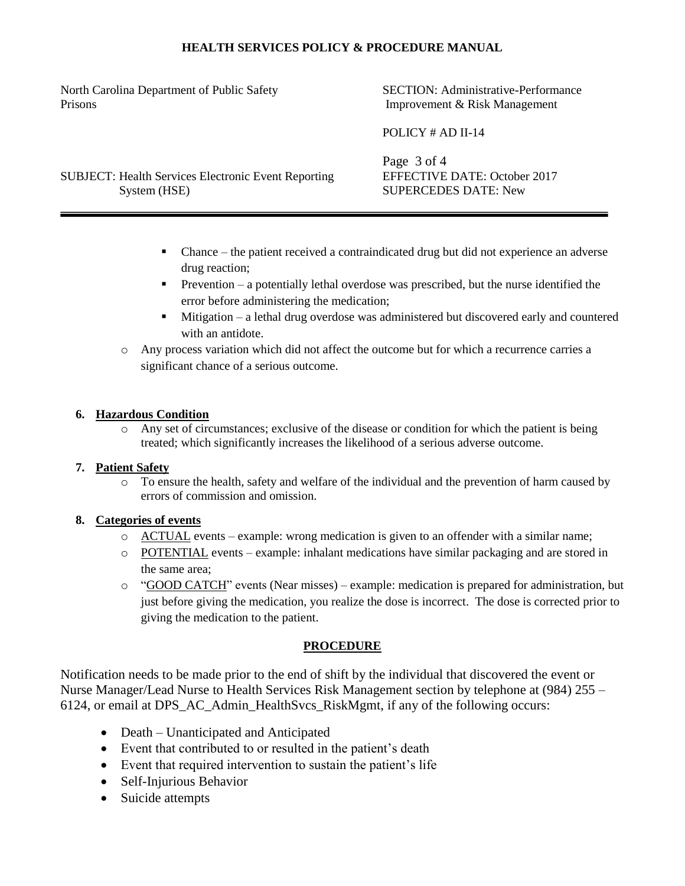- Chance – the patient received a contraindicated drug but did not experience an adverse drug reaction;
- Prevention – a potentially lethal overdose was prescribed, but the nurse identified the error before administering the medication;
- Mitigation – a lethal drug overdose was administered but discovered early and countered with an antidote.

- Any process variation which did not affect the outcome but for which a recurrence carries a significant chance of a serious outcome.

6. **Hazardous Condition**
    - Any set of circumstances; exclusive of the disease or condition for which the patient is being treated; which significantly increases the likelihood of a serious adverse outcome.

7. **Patient Safety**
    - To ensure the health, safety and welfare of the individual and the prevention of harm caused by errors of commission and omission.

8. **Categories of events**
    - ACTUAL events – example: wrong medication is given to an offender with a similar name;
    - POTENTIAL events – example: inhalant medications have similar packaging and are stored in the same area;
    - "GOOD CATCH" events (Near misses) – example: medication is prepared for administration, but just before giving the medication, you realize the dose is incorrect. The dose is corrected prior to giving the medication to the patient.

## PROCEDURE

Notification needs to be made prior to the end of shift by the individual that discovered the event or Nurse Manager/Lead Nurse to Health Services Risk Management section by telephone at (984) 255 – 6124, or email at DPS_AC_Admin_HealthSvcs_RiskMgmt, if any of the following occurs:

- Death – Unanticipated and Anticipated
- Event that contributed to or resulted in the patient's death
- Event that required intervention to sustain the patient's life
- Self-Injurious Behavior
- Suicide attempts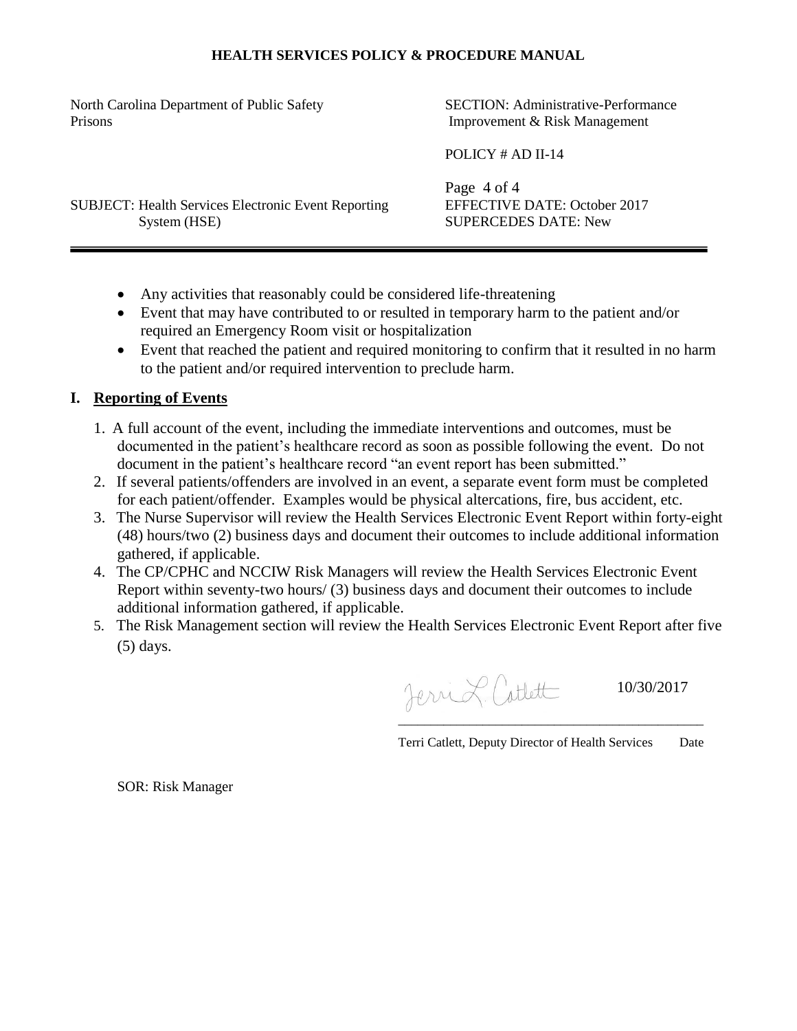- Any activities that reasonably could be considered life-threatening
- Event that may have contributed to or resulted in temporary harm to the patient and/or required an Emergency Room visit or hospitalization
- Event that reached the patient and required monitoring to confirm that it resulted in no harm to the patient and/or required intervention to preclude harm.

## I. Reporting of Events

1. A full account of the event, including the immediate interventions and outcomes, must be documented in the patient's healthcare record as soon as possible following the event. Do not document in the patient's healthcare record "an event report has been submitted."
2. If several patients/offenders are involved in an event, a separate event form must be completed for each patient/offender. Examples would be physical altercations, fire, bus accident, etc.
3. The Nurse Supervisor will review the Health Services Electronic Event Report within forty-eight (48) hours/two (2) business days and document their outcomes to include additional information gathered, if applicable.
4. The CP/CPHC and NCCIW Risk Managers will review the Health Services Electronic Event Report within seventy-two hours/ (3) business days and document their outcomes to include additional information gathered, if applicable.
5. The Risk Management section will review the Health Services Electronic Event Report after five (5) days.

Terri L. Catlett 10/30/2017

Terri Catlett, Deputy Director of Health Services Date

SOR: Risk Manager